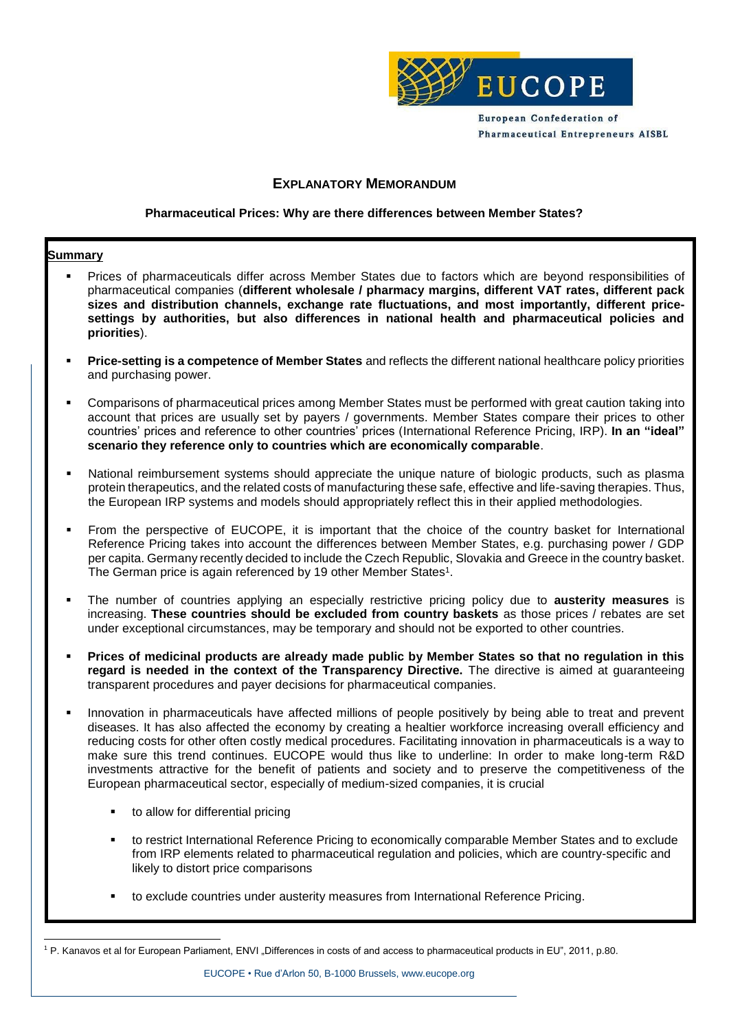EUCOPE

European Confederation of Pharmaceutical Entrepreneurs AISBL

# EXPLANATORY MEMORANDUM

**Pharmaceutical Prices: Why are there differences between Member States?**

## Summary

- Prices of pharmaceuticals differ across Member States due to factors which are beyond responsibilities of pharmaceutical companies (**different wholesale / pharmacy margins, different VAT rates, different pack sizes and distribution channels, exchange rate fluctuations, and most importantly, different price-settings by authorities, but also differences in national health and pharmaceutical policies and priorities**).
- **Price-setting is a competence of Member States** and reflects the different national healthcare policy priorities and purchasing power.
- Comparisons of pharmaceutical prices among Member States must be performed with great caution taking into account that prices are usually set by payers / governments. Member States compare their prices to other countries' prices and reference to other countries' prices (International Reference Pricing, IRP). **In an "ideal" scenario they reference only to countries which are economically comparable**.
- National reimbursement systems should appreciate the unique nature of biologic products, such as plasma protein therapeutics, and the related costs of manufacturing these safe, effective and life-saving therapies. Thus, the European IRP systems and models should appropriately reflect this in their applied methodologies.
- From the perspective of EUCOPE, it is important that the choice of the country basket for International Reference Pricing takes into account the differences between Member States, e.g. purchasing power / GDP per capita. Germany recently decided to include the Czech Republic, Slovakia and Greece in the country basket. The German price is again referenced by 19 other Member States[1].
- The number of countries applying an especially restrictive pricing policy due to **austerity measures** is increasing. **These countries should be excluded from country baskets** as those prices / rebates are set under exceptional circumstances, may be temporary and should not be exported to other countries.
- **Prices of medicinal products are already made public by Member States so that no regulation in this regard is needed in the context of the Transparency Directive.** The directive is aimed at guaranteeing transparent procedures and payer decisions for pharmaceutical companies.
- Innovation in pharmaceuticals have affected millions of people positively by being able to treat and prevent diseases. It has also affected the economy by creating a healtier workforce increasing overall efficiency and reducing costs for other often costly medical procedures. Facilitating innovation in pharmaceuticals is a way to make sure this trend continues. EUCOPE would thus like to underline: In order to make long-term R&D investments attractive for the benefit of patients and society and to preserve the competitiveness of the European pharmaceutical sector, especially of medium-sized companies, it is crucial
  - to allow for differential pricing
  - to restrict International Reference Pricing to economically comparable Member States and to exclude from IRP elements related to pharmaceutical regulation and policies, which are country-specific and likely to distort price comparisons
  - to exclude countries under austerity measures from International Reference Pricing.

---

[1] P. Kanavos et al for European Parliament, ENVI „Differences in costs of and access to pharmaceutical products in EU", 2011, p.80.

EUCOPE • Rue d'Arlon 50, B-1000 Brussels, www.eucope.org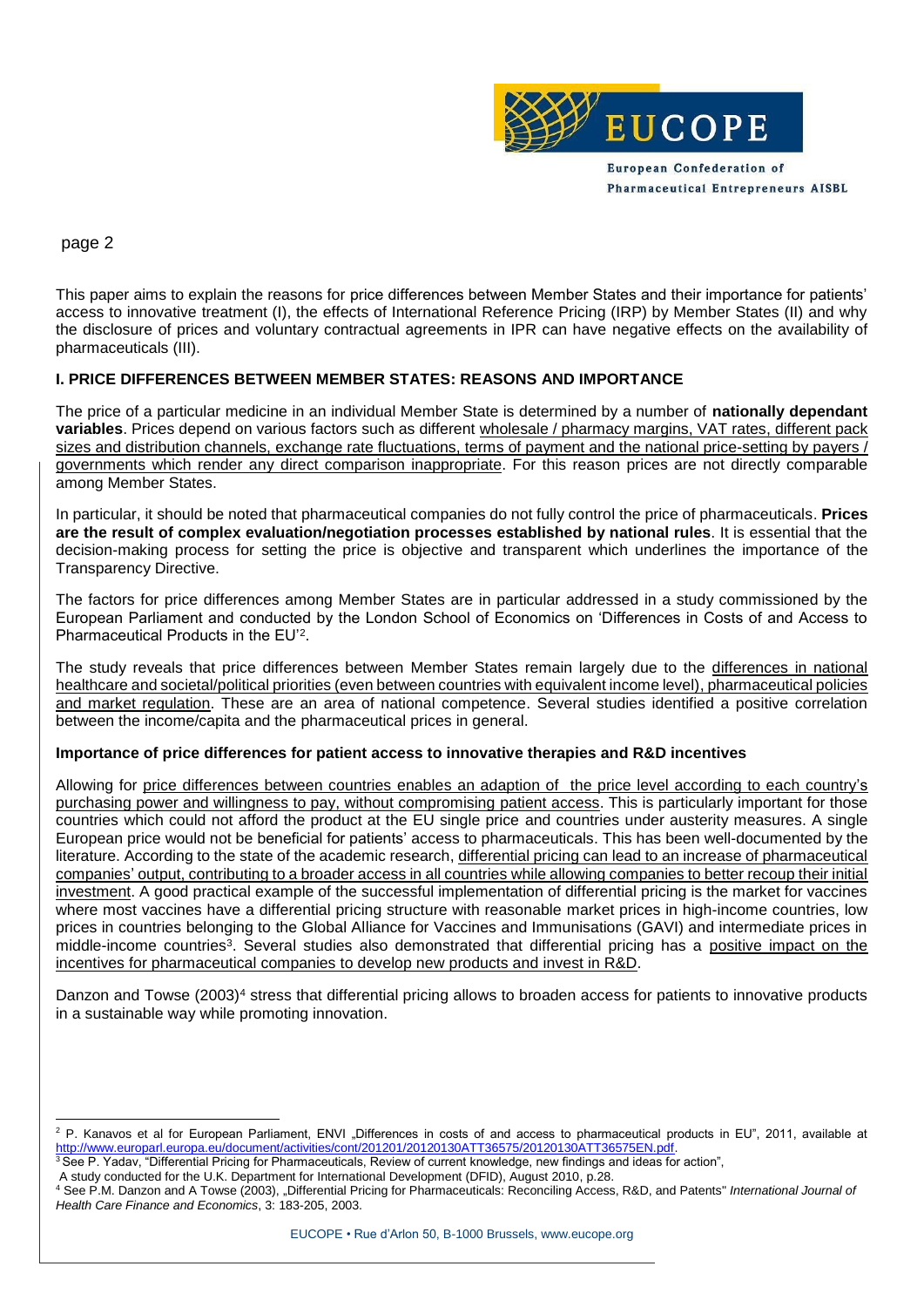This paper aims to explain the reasons for price differences between Member States and their importance for patients' access to innovative treatment (I), the effects of International Reference Pricing (IRP) by Member States (II) and why the disclosure of prices and voluntary contractual agreements in IPR can have negative effects on the availability of pharmaceuticals (III).

## I. PRICE DIFFERENCES BETWEEN MEMBER STATES: REASONS AND IMPORTANCE

The price of a particular medicine in an individual Member State is determined by a number of **nationally dependant variables**. Prices depend on various factors such as different wholesale / pharmacy margins, VAT rates, different pack sizes and distribution channels, exchange rate fluctuations, terms of payment and the national price-setting by payers / governments which render any direct comparison inappropriate. For this reason prices are not directly comparable among Member States.

In particular, it should be noted that pharmaceutical companies do not fully control the price of pharmaceuticals. **Prices are the result of complex evaluation/negotiation processes established by national rules**. It is essential that the decision-making process for setting the price is objective and transparent which underlines the importance of the Transparency Directive.

The factors for price differences among Member States are in particular addressed in a study commissioned by the European Parliament and conducted by the London School of Economics on 'Differences in Costs of and Access to Pharmaceutical Products in the EU'[2].

The study reveals that price differences between Member States remain largely due to the differences in national healthcare and societal/political priorities (even between countries with equivalent income level), pharmaceutical policies and market regulation. These are an area of national competence. Several studies identified a positive correlation between the income/capita and the pharmaceutical prices in general.

### Importance of price differences for patient access to innovative therapies and R&D incentives

Allowing for price differences between countries enables an adaption of the price level according to each country's purchasing power and willingness to pay, without compromising patient access. This is particularly important for those countries which could not afford the product at the EU single price and countries under austerity measures. A single European price would not be beneficial for patients' access to pharmaceuticals. This has been well-documented by the literature. According to the state of the academic research, differential pricing can lead to an increase of pharmaceutical companies' output, contributing to a broader access in all countries while allowing companies to better recoup their initial investment. A good practical example of the successful implementation of differential pricing is the market for vaccines where most vaccines have a differential pricing structure with reasonable market prices in high-income countries, low prices in countries belonging to the Global Alliance for Vaccines and Immunisations (GAVI) and intermediate prices in middle-income countries[3]. Several studies also demonstrated that differential pricing has a positive impact on the incentives for pharmaceutical companies to develop new products and invest in R&D.

Danzon and Towse (2003)[4] stress that differential pricing allows to broaden access for patients to innovative products in a sustainable way while promoting innovation.

---

[2] P. Kanavos et al for European Parliament, ENVI „Differences in costs of and access to pharmaceutical products in EU", 2011, available at http://www.europarl.europa.eu/document/activities/cont/201201/20120130ATT36575/20120130ATT36575EN.pdf.

[3] See P. Yadav, "Differential Pricing for Pharmaceuticals, Review of current knowledge, new findings and ideas for action", A study conducted for the U.K. Department for International Development (DFID), August 2010, p.28.

[4] See P.M. Danzon and A Towse (2003), „Differential Pricing for Pharmaceuticals: Reconciling Access, R&D, and Patents" *International Journal of Health Care Finance and Economics*, 3: 183-205, 2003.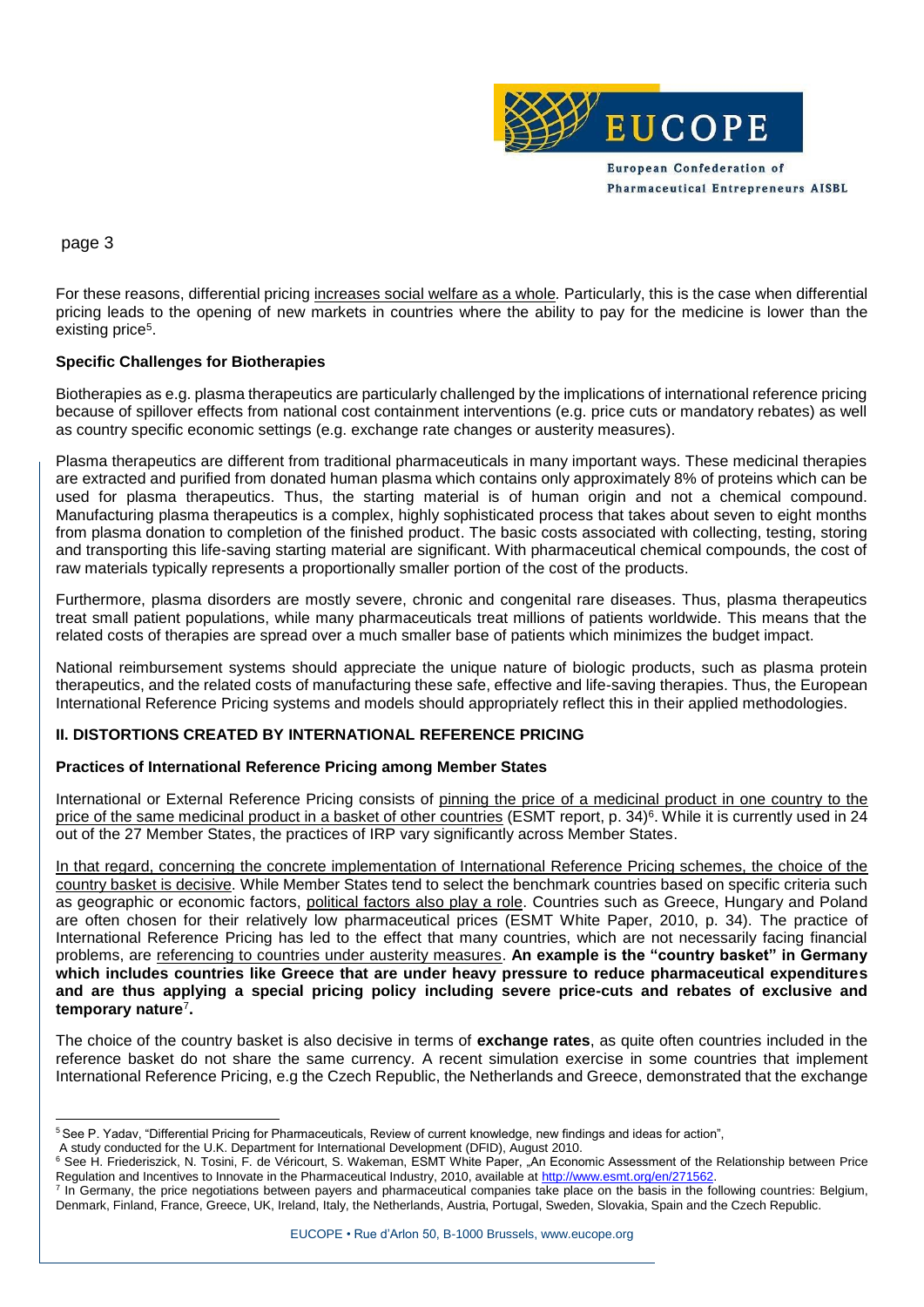For these reasons, differential pricing increases social welfare as a whole. Particularly, this is the case when differential pricing leads to the opening of new markets in countries where the ability to pay for the medicine is lower than the existing price[5].

**Specific Challenges for Biotherapies**

Biotherapies as e.g. plasma therapeutics are particularly challenged by the implications of international reference pricing because of spillover effects from national cost containment interventions (e.g. price cuts or mandatory rebates) as well as country specific economic settings (e.g. exchange rate changes or austerity measures).

Plasma therapeutics are different from traditional pharmaceuticals in many important ways. These medicinal therapies are extracted and purified from donated human plasma which contains only approximately 8% of proteins which can be used for plasma therapeutics. Thus, the starting material is of human origin and not a chemical compound. Manufacturing plasma therapeutics is a complex, highly sophisticated process that takes about seven to eight months from plasma donation to completion of the finished product. The basic costs associated with collecting, testing, storing and transporting this life-saving starting material are significant. With pharmaceutical chemical compounds, the cost of raw materials typically represents a proportionally smaller portion of the cost of the products.

Furthermore, plasma disorders are mostly severe, chronic and congenital rare diseases. Thus, plasma therapeutics treat small patient populations, while many pharmaceuticals treat millions of patients worldwide. This means that the related costs of therapies are spread over a much smaller base of patients which minimizes the budget impact.

National reimbursement systems should appreciate the unique nature of biologic products, such as plasma protein therapeutics, and the related costs of manufacturing these safe, effective and life-saving therapies. Thus, the European International Reference Pricing systems and models should appropriately reflect this in their applied methodologies.

## II. DISTORTIONS CREATED BY INTERNATIONAL REFERENCE PRICING

**Practices of International Reference Pricing among Member States**

International or External Reference Pricing consists of pinning the price of a medicinal product in one country to the price of the same medicinal product in a basket of other countries (ESMT report, p. 34)[6]. While it is currently used in 24 out of the 27 Member States, the practices of IRP vary significantly across Member States.

In that regard, concerning the concrete implementation of International Reference Pricing schemes, the choice of the country basket is decisive. While Member States tend to select the benchmark countries based on specific criteria such as geographic or economic factors, political factors also play a role. Countries such as Greece, Hungary and Poland are often chosen for their relatively low pharmaceutical prices (ESMT White Paper, 2010, p. 34). The practice of International Reference Pricing has led to the effect that many countries, which are not necessarily facing financial problems, are referencing to countries under austerity measures. **An example is the "country basket" in Germany which includes countries like Greece that are under heavy pressure to reduce pharmaceutical expenditures and are thus applying a special pricing policy including severe price-cuts and rebates of exclusive and temporary nature**[7]**.**

The choice of the country basket is also decisive in terms of **exchange rates**, as quite often countries included in the reference basket do not share the same currency. A recent simulation exercise in some countries that implement International Reference Pricing, e.g the Czech Republic, the Netherlands and Greece, demonstrated that the exchange

---

[5] See P. Yadav, "Differential Pricing for Pharmaceuticals, Review of current knowledge, new findings and ideas for action", A study conducted for the U.K. Department for International Development (DFID), August 2010.

[6] See H. Friederiszick, N. Tosini, F. de Véricourt, S. Wakeman, ESMT White Paper, „An Economic Assessment of the Relationship between Price Regulation and Incentives to Innovate in the Pharmaceutical Industry, 2010, available at http://www.esmt.org/en/271562.

[7] In Germany, the price negotiations between payers and pharmaceutical companies take place on the basis in the following countries: Belgium, Denmark, Finland, France, Greece, UK, Ireland, Italy, the Netherlands, Austria, Portugal, Sweden, Slovakia, Spain and the Czech Republic.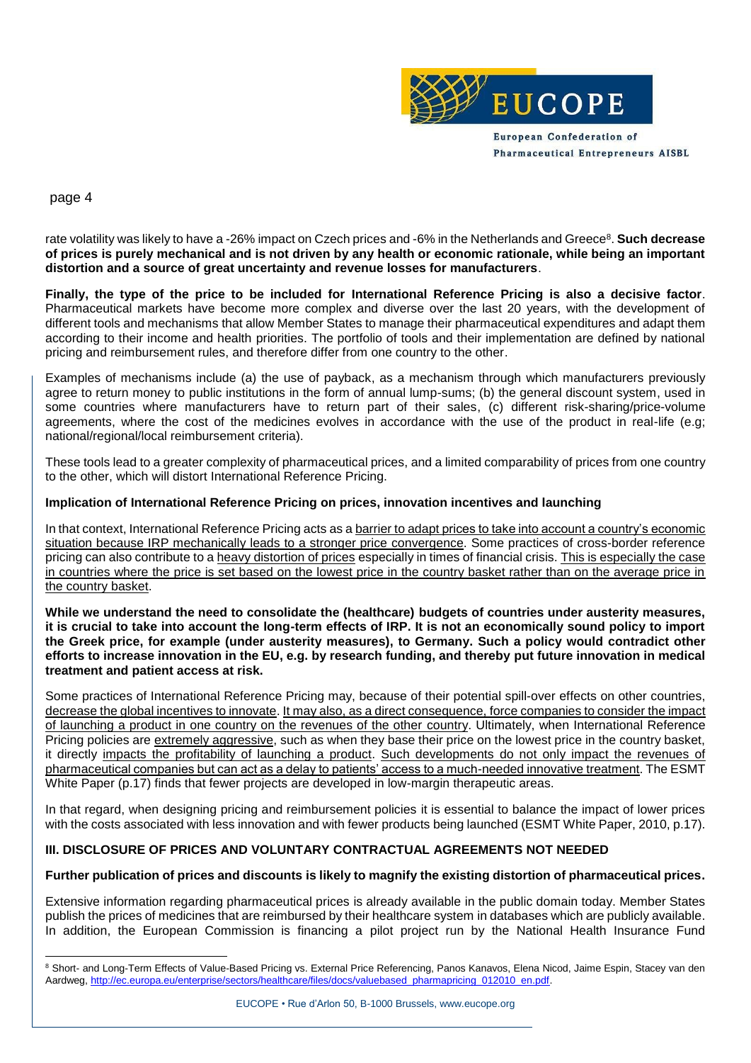rate volatility was likely to have a -26% impact on Czech prices and -6% in the Netherlands and Greece[8]. **Such decrease of prices is purely mechanical and is not driven by any health or economic rationale, while being an important distortion and a source of great uncertainty and revenue losses for manufacturers**.

**Finally, the type of the price to be included for International Reference Pricing is also a decisive factor**. Pharmaceutical markets have become more complex and diverse over the last 20 years, with the development of different tools and mechanisms that allow Member States to manage their pharmaceutical expenditures and adapt them according to their income and health priorities. The portfolio of tools and their implementation are defined by national pricing and reimbursement rules, and therefore differ from one country to the other.

Examples of mechanisms include (a) the use of payback, as a mechanism through which manufacturers previously agree to return money to public institutions in the form of annual lump-sums; (b) the general discount system, used in some countries where manufacturers have to return part of their sales, (c) different risk-sharing/price-volume agreements, where the cost of the medicines evolves in accordance with the use of the product in real-life (e.g; national/regional/local reimbursement criteria).

These tools lead to a greater complexity of pharmaceutical prices, and a limited comparability of prices from one country to the other, which will distort International Reference Pricing.

**Implication of International Reference Pricing on prices, innovation incentives and launching**

In that context, International Reference Pricing acts as a barrier to adapt prices to take into account a country's economic situation because IRP mechanically leads to a stronger price convergence. Some practices of cross-border reference pricing can also contribute to a heavy distortion of prices especially in times of financial crisis. This is especially the case in countries where the price is set based on the lowest price in the country basket rather than on the average price in the country basket.

**While we understand the need to consolidate the (healthcare) budgets of countries under austerity measures, it is crucial to take into account the long-term effects of IRP. It is not an economically sound policy to import the Greek price, for example (under austerity measures), to Germany. Such a policy would contradict other efforts to increase innovation in the EU, e.g. by research funding, and thereby put future innovation in medical treatment and patient access at risk.**

Some practices of International Reference Pricing may, because of their potential spill-over effects on other countries, decrease the global incentives to innovate. It may also, as a direct consequence, force companies to consider the impact of launching a product in one country on the revenues of the other country. Ultimately, when International Reference Pricing policies are extremely aggressive, such as when they base their price on the lowest price in the country basket, it directly impacts the profitability of launching a product. Such developments do not only impact the revenues of pharmaceutical companies but can act as a delay to patients' access to a much-needed innovative treatment. The ESMT White Paper (p.17) finds that fewer projects are developed in low-margin therapeutic areas.

In that regard, when designing pricing and reimbursement policies it is essential to balance the impact of lower prices with the costs associated with less innovation and with fewer products being launched (ESMT White Paper, 2010, p.17).

## III. DISCLOSURE OF PRICES AND VOLUNTARY CONTRACTUAL AGREEMENTS NOT NEEDED

**Further publication of prices and discounts is likely to magnify the existing distortion of pharmaceutical prices.**

Extensive information regarding pharmaceutical prices is already available in the public domain today. Member States publish the prices of medicines that are reimbursed by their healthcare system in databases which are publicly available. In addition, the European Commission is financing a pilot project run by the National Health Insurance Fund

---

[8] Short- and Long-Term Effects of Value-Based Pricing vs. External Price Referencing, Panos Kanavos, Elena Nicod, Jaime Espin, Stacey van den Aardweg, http://ec.europa.eu/enterprise/sectors/healthcare/files/docs/valuebased_pharmapricing_012010_en.pdf.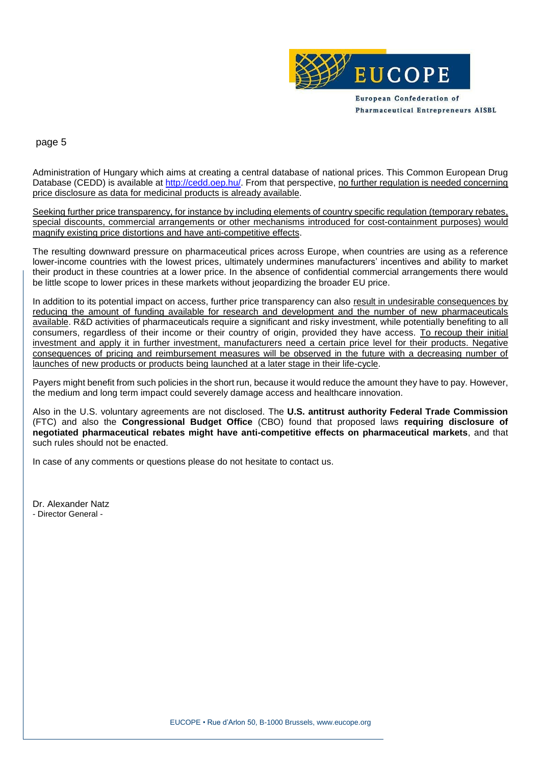Administration of Hungary which aims at creating a central database of national prices. This Common European Drug Database (CEDD) is available at http://cedd.oep.hu/. From that perspective, no further regulation is needed concerning price disclosure as data for medicinal products is already available.

Seeking further price transparency, for instance by including elements of country specific regulation (temporary rebates, special discounts, commercial arrangements or other mechanisms introduced for cost-containment purposes) would magnify existing price distortions and have anti-competitive effects.

The resulting downward pressure on pharmaceutical prices across Europe, when countries are using as a reference lower-income countries with the lowest prices, ultimately undermines manufacturers' incentives and ability to market their product in these countries at a lower price. In the absence of confidential commercial arrangements there would be little scope to lower prices in these markets without jeopardizing the broader EU price.

In addition to its potential impact on access, further price transparency can also result in undesirable consequences by reducing the amount of funding available for research and development and the number of new pharmaceuticals available. R&D activities of pharmaceuticals require a significant and risky investment, while potentially benefiting to all consumers, regardless of their income or their country of origin, provided they have access. To recoup their initial investment and apply it in further investment, manufacturers need a certain price level for their products. Negative consequences of pricing and reimbursement measures will be observed in the future with a decreasing number of launches of new products or products being launched at a later stage in their life-cycle.

Payers might benefit from such policies in the short run, because it would reduce the amount they have to pay. However, the medium and long term impact could severely damage access and healthcare innovation.

Also in the U.S. voluntary agreements are not disclosed. The **U.S. antitrust authority Federal Trade Commission** (FTC) and also the **Congressional Budget Office** (CBO) found that proposed laws **requiring disclosure of negotiated pharmaceutical rebates might have anti-competitive effects on pharmaceutical markets**, and that such rules should not be enacted.

In case of any comments or questions please do not hesitate to contact us.

Dr. Alexander Natz
- Director General -